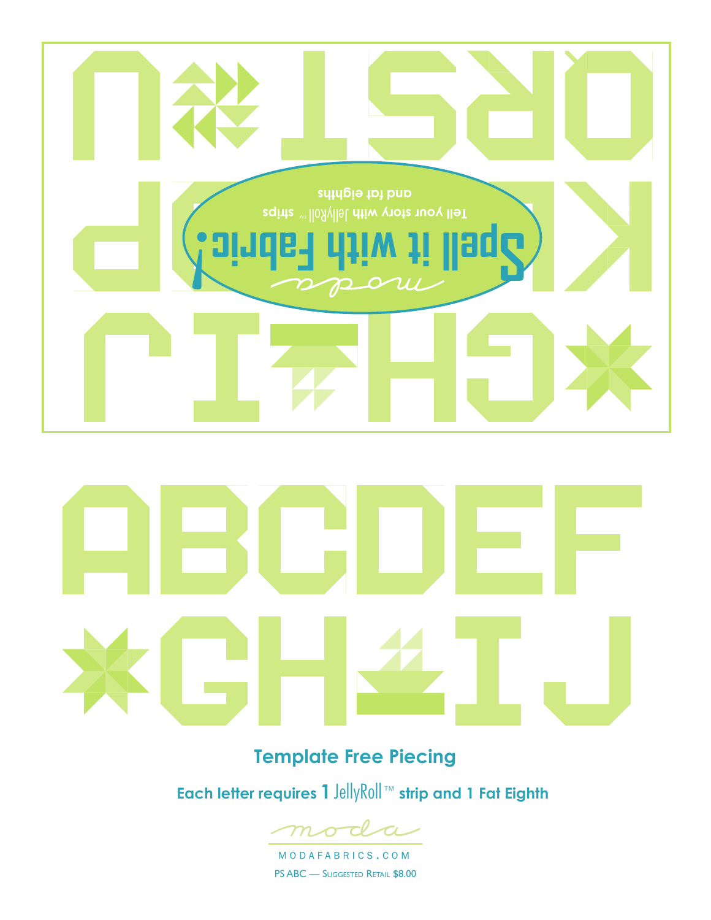Spell it with Fabric!

Tell your story with JellyRoll™ strips and fat eighths

moda

## Template Free Piecing

**Each letter requires 1 JellyRoll™ strip and 1 Fat Eighth**

moda

MODAFABRICS.COM

PS ABC — Suggested Retail $8.00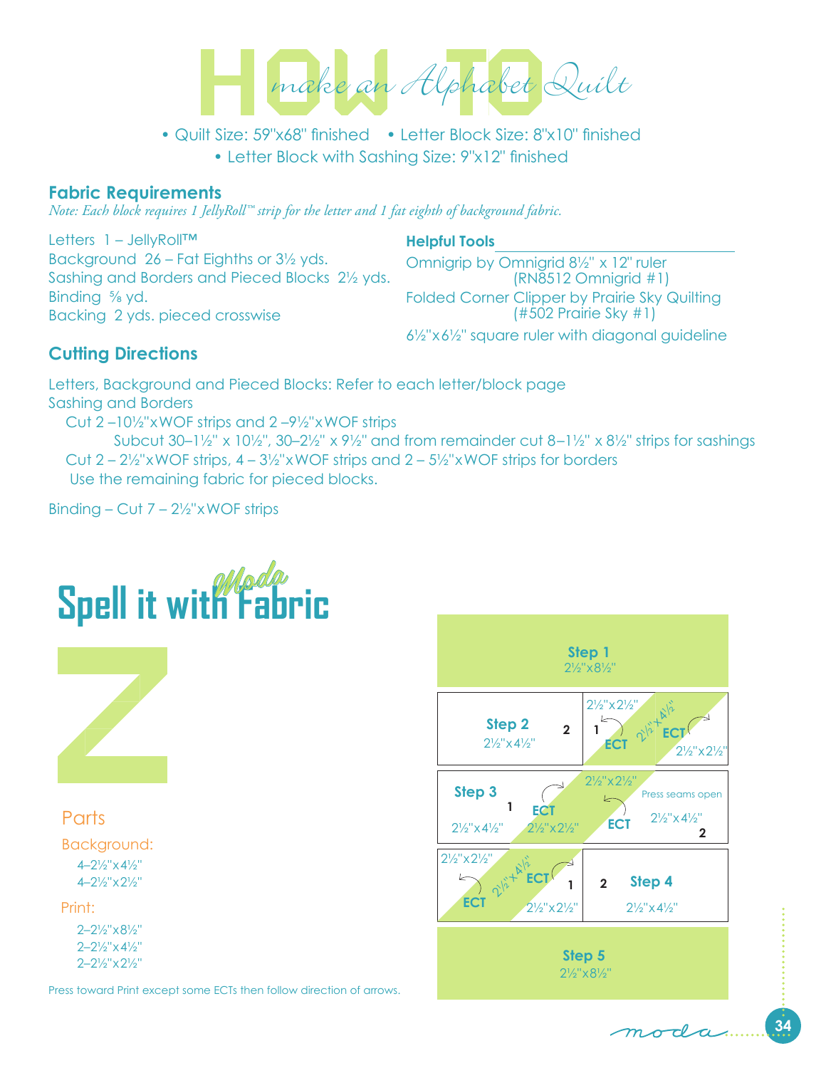# HOW TO make an Alphabet Quilt

- Quilt Size: 59"x68" finished
- Letter Block Size: 8"x10" finished
- Letter Block with Sashing Size: 9"x12" finished

## Fabric Requirements

*Note: Each block requires 1 JellyRoll™ strip for the letter and 1 fat eighth of background fabric.*

Letters 1 – JellyRoll™
Background 26 – Fat Eighths or 3½ yds.
Sashing and Borders and Pieced Blocks 2½ yds.
Binding ⅝ yd.
Backing 2 yds. pieced crosswise

### Helpful Tools

Omnigrip by Omnigrid 8½" x 12" ruler (RN8512 Omnigrid #1)
Folded Corner Clipper by Prairie Sky Quilting (#502 Prairie Sky #1)
6½"x6½" square ruler with diagonal guideline

## Cutting Directions

Letters, Background and Pieced Blocks: Refer to each letter/block page

Sashing and Borders

Cut 2 –10½"xWOF strips and 2 –9½"xWOF strips

Subcut 30–1½" x 10½", 30–2½" x 9½" and from remainder cut 8–1½" x 8½" strips for sashings

Cut 2 – 2½"xWOF strips, 4 – 3½"xWOF strips and 2 – 5½"xWOF strips for borders

Use the remaining fabric for pieced blocks.

Binding – Cut 7 – 2½"xWOF strips

# Spell it with Moda Fabric

## Z

### Parts

Background:
- 4–2½"x4½"
- 4–2½"x2½"

Print:
- 2–2½"x8½"
- 2–2½"x4½"
- 2–2½"x2½"

Press toward Print except some ECTs then follow direction of arrows.

**Step 1** 2½"x8½"

**Step 2** 2½"x4½" (2); 2½"x2½" (1) ECT; 2½"x4½" ECT; 2½"x2½"

**Step 3** 2½"x4½" (1); ECT 2½"x2½"; 2½"x2½" ECT; Press seams open; 2½"x4½" (2)

**Step 4** 2½"x2½" ECT; 2½"x4½" ECT; 2½"x2½" (1); 2½"x4½" (2)

**Step 5** 2½"x8½"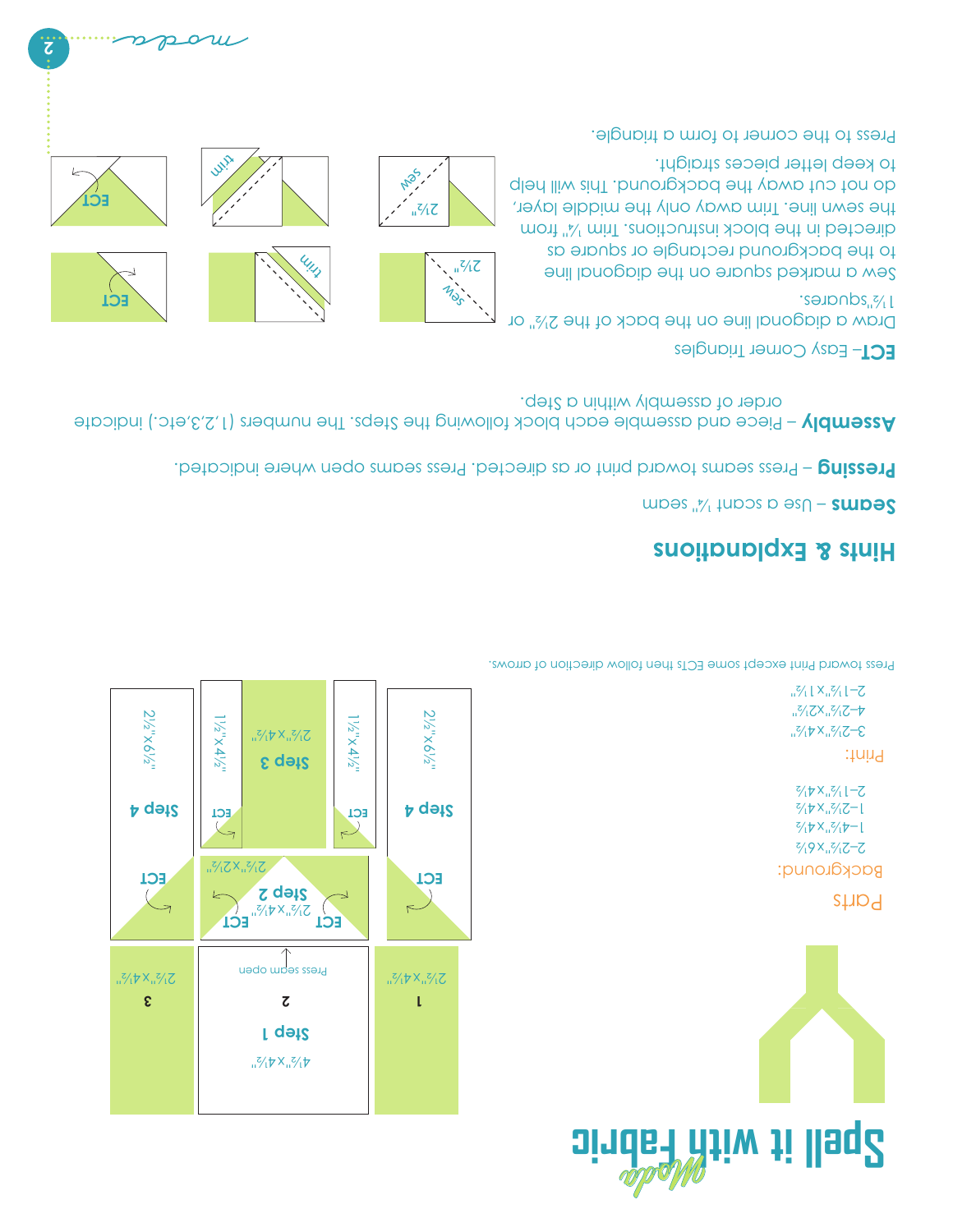# Spell it with Fabric

## Parts

Background:

- 2–2½"x6½"
- 1–4½"x4½"
- 1–2½"x4½"
- 2–1½"x4½"

Print:

- 3–2½"x4½"
- 4–2½"x2½"
- 2–1½"x1½"

Press toward Print except some ECTs then follow direction of arrows.

## Hints & Explanations

**Seams** – Use a scant ¼" seam

**Pressing** – Press seams toward print or as directed. Press seams open where indicated.

**Assembly** – Piece and assemble each block following the Steps. The numbers (1,2,3,etc.) indicate order of assembly within a Step.

**ECT**– Easy Corner Triangles

Draw a diagonal line on the back of the 2½" or 1½"squares.

Sew a marked square on the diagonal line to the background rectangle or square as directed in the block instructions. Trim ¼" from the sew line. Trim away only the middle layer, do not cut away the background. This will help to keep letter pieces straight.

Press to the corner to form a triangle.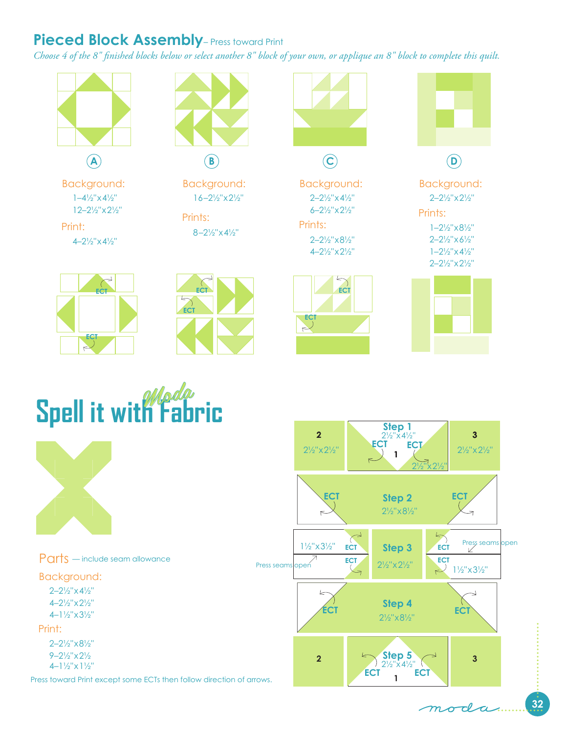## Pieced Block Assembly – Press toward Print

*Choose 4 of the 8" finished blocks below or select another 8" block of your own, or applique an 8" block to complete this quilt.*

**A**

Background:
1–4½"x4½"
12–2½"x2½"

Print:
4–2½"x4½"

**B**

Background:
16–2½"x2½"

Prints:
8–2½"x4½"

**C**

Background:
2–2½"x4½"
6–2½"x2½"

Prints:
2–2½"x8½"
4–2½"x2½"

**D**

Background:
2–2½"x2½"

Prints:
1–2½"x8½"
2–2½"x6½"
1–2½"x4½"
2–2½"x2½"

## Spell it with Moda Fabric

**X**

Parts — include seam allowance

Background:
2–2½"x4½"
4–2½"x2½"
4–1½"x3½"

Print:
2–2½"x8½"
9–2½"x2½
4–1½"x1½"

Press toward Print except some ECTs then follow direction of arrows.

Step 1: 2½"x4½" with 2½"x2½" ECT (1); 2 and 3: 2½"x2½"

Step 2: 2½"x8½" ECT

Step 3: 2½"x2½" with 1½"x3½" ECT. Press seams open

Step 4: 2½"x8½" ECT

Step 5: 2½"x4½" ECT (1); 2 and 3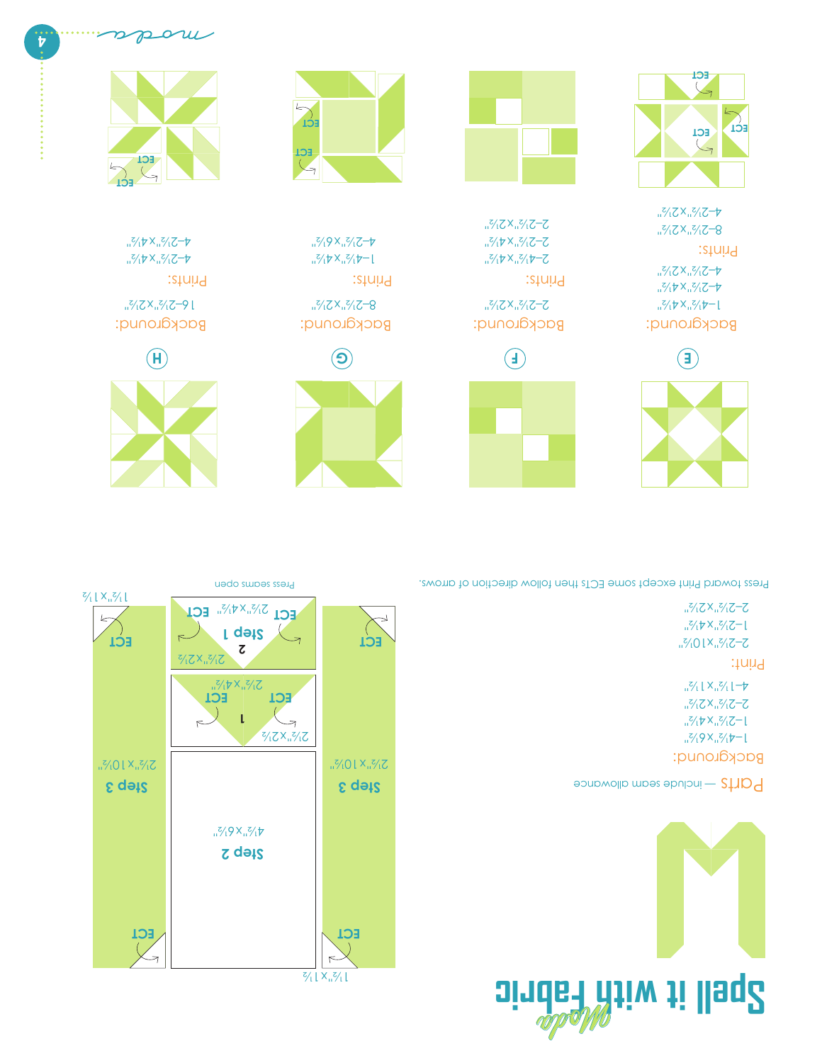# Spell it with *Moda* fabric

## M

**Parts** — include seam allowance

**Background:**

- 1–4½"x6½"
- 1–2½"x4½"
- 2–2½"x2½"
- 4–1½"x1½"

**Print:**

- 2–2½"x10½"
- 1–2½"x4½"
- 2–2½"x2½"

Press toward Print except some ECTs then follow direction of arrows.

Press seams open

## E

**Background:**

- 1–4½"x4½"
- 4–2½"x4½"
- 4–2½"x2½"

**Prints:**

- 8–2½"x2½"
- 4–2½"x2½"

## F

**Background:**

- 2–2½"x2½"

**Prints:**

- 2–4½"x4½"
- 2–2½"x4½"
- 2–2½"x2½"

## G

**Background:**

- 8–2½"x2½"

**Prints:**

- 1–4½"x4½"
- 4–2½"x6½"

## H

**Background:**

- 16–2½"x2½"

**Prints:**

- 4–2½"x4½"
- 4–2½"x4½"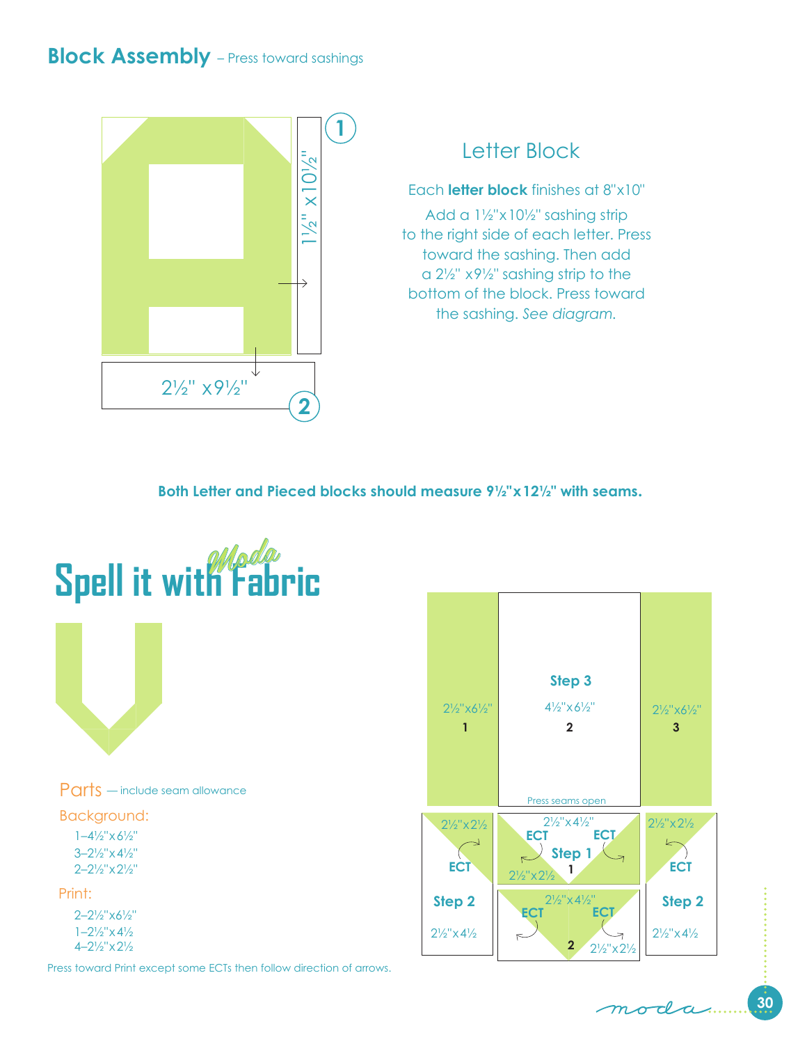## Block Assembly – Press toward sashings

1½" x10½"

1

2½" x9½"

2

### Letter Block

Each **letter block** finishes at 8"x10"

Add a 1½"x10½" sashing strip to the right side of each letter. Press toward the sashing. Then add a 2½" x9½" sashing strip to the bottom of the block. Press toward the sashing. *See diagram.*

**Both Letter and Pieced blocks should measure 9½"x12½" with seams.**

# Spell it with Moda Fabric

Parts — include seam allowance

Background:

- 1–4½"x6½"
- 3–2½"x4½"
- 2–2½"x2½"

Print:

- 2–2½"x6½"
- 1–2½"x4½
- 4–2½"x2½

Press toward Print except some ECTs then follow direction of arrows.

Step 3

2½"x6½" 1

4½"x6½" 2

2½"x6½" 3

Press seams open

2½"x2½ ECT Step 2 2½"x4½

2½"x4½" ECT ECT Step 1 2½"x2½ 1

2½"x4½" ECT ECT 2 2½"x2½

2½"x2½ ECT Step 2 2½"x4½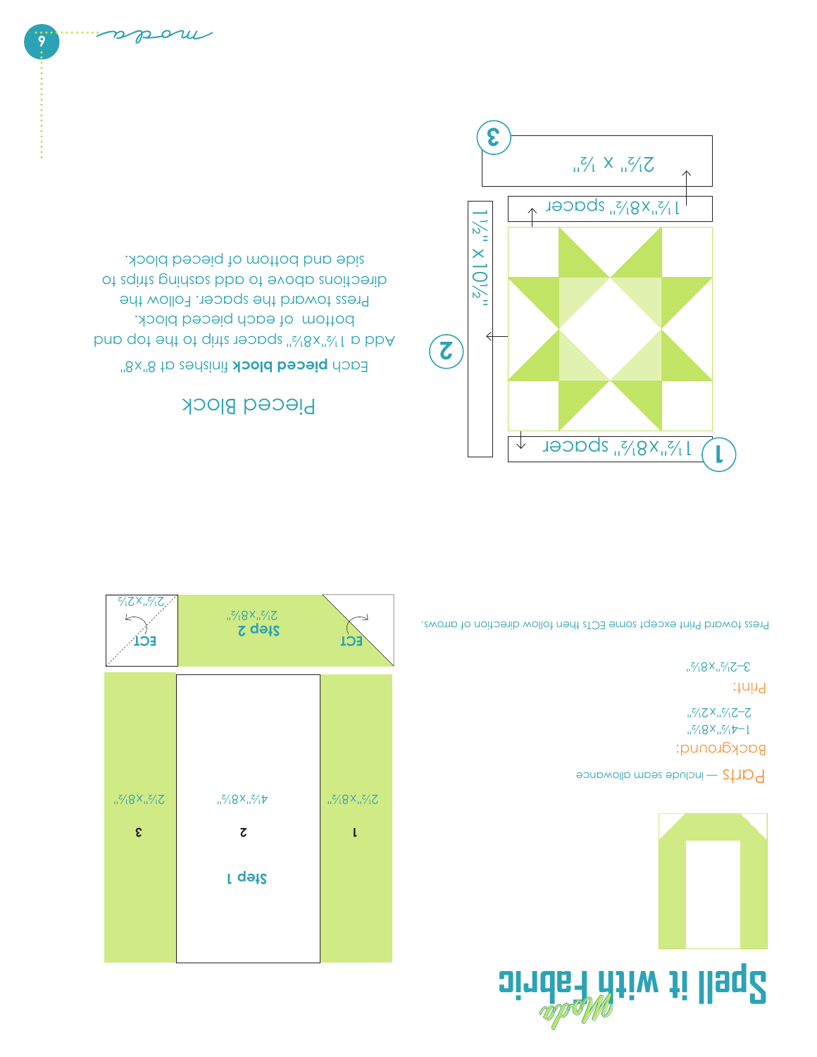# Spell it with Fabric

## Parts — include seam allowance

Background:

1–4½"x8½"

2–2½"x2½"

Print:

3–2½"x8½"

Press toward Print except some ECTs then follow direction of arrows.

Step 1

1 — 2½"x8½"

2 — 4½"x8½"

3 — 2½"x8½"

Step 2

2½"x8½"

ECT

2½"x2½"

## Pieced Block

Each **pieced block** finishes at 8"x8"

Add a 1½"x8½" spacer strip to the top and bottom of each pieced block.

Press toward the spacer. Follow the directions above to add sashing strips to side and bottom of pieced block.

1 — 1½"x8½" spacer

2 — 1½" x 10½"

3 — 2½" x ½"

1½"x8½" spacer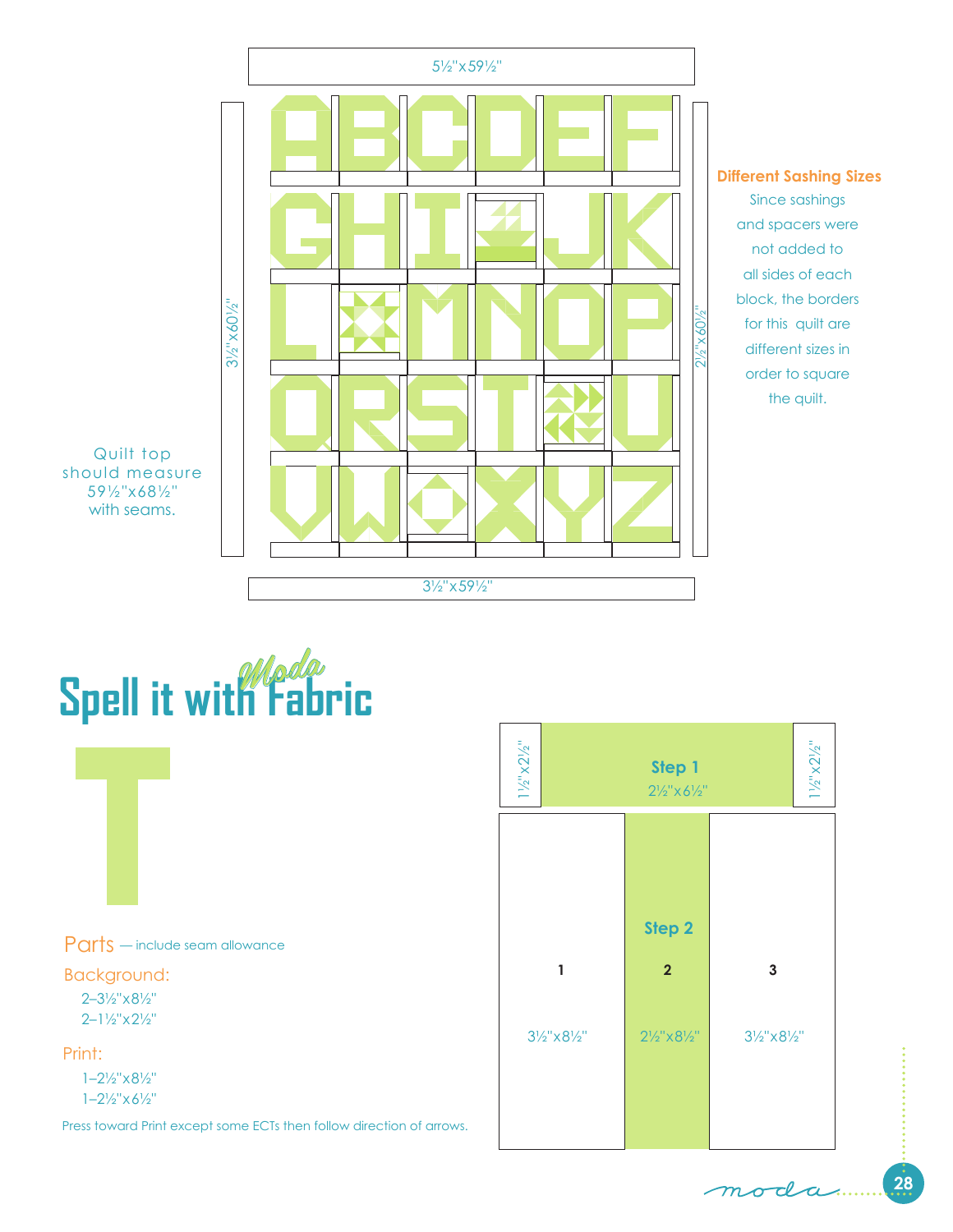5½"x59½"

3½"x60½"

2½"x60½"

3½"x59½"

### Different Sashing Sizes

Since sashings and spacers were not added to all sides of each block, the borders for this quilt are different sizes in order to square the quilt.

Quilt top should measure 59½"x68½" with seams.

# Spell it with Moda Fabric

## T

### Parts — include seam allowance

**Background:**

- 2–3½"x8½"
- 2–1½"x2½"

**Print:**

- 1–2½"x8½"
- 1–2½"x6½"

Press toward Print except some ECTs then follow direction of arrows.

1½"x2½" | **Step 1** 2½"x6½" | 1½"x2½"

**Step 2**

1 — 3½"x8½"

2 — 2½"x8½"

3 — 3½"x8½"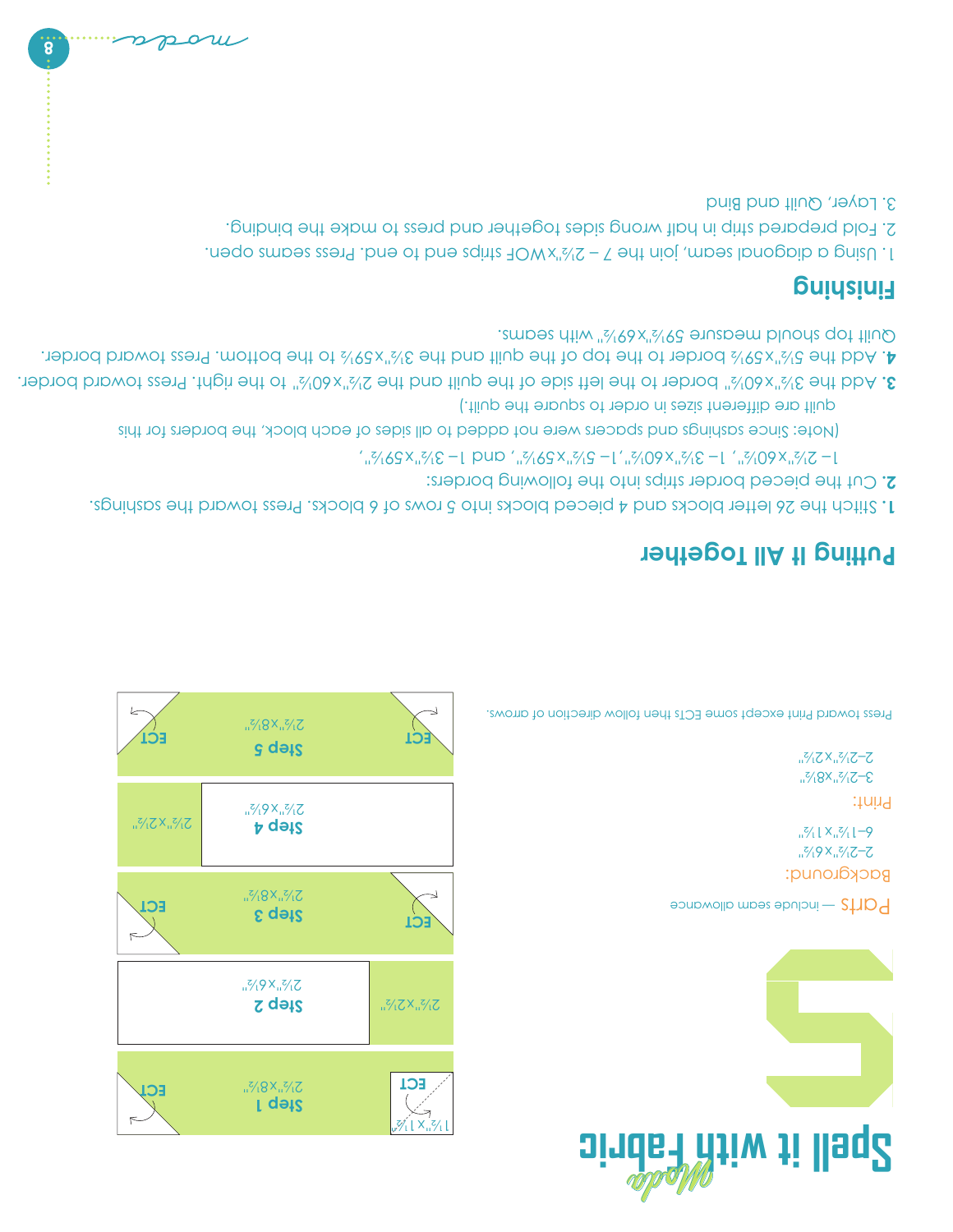# Spell it with Fabric

## S

**Parts** — include seam allowance

Background:
2–2½"x6½"
6–1½"x1½"

Print:
3–2½"x8½"
2–2½"x2½"

Press toward Print except some ECTs then follow direction of arrows.

**Step 1** 2½"x8½" — ECT 1½"x1½", ECT

**Step 2** 2½"x6½", 2½"x2½"

**Step 3** 2½"x8½" — ECT, ECT

**Step 4** 2½"x6½", 2½"x2½"

**Step 5** 2½"x8½" — ECT, ECT

## Putting It All Together

**1.** Stitch the 26 letter blocks and 4 pieced blocks into 5 rows of 6 blocks. Press toward the sashings.

**2.** Cut the pieced border strips into the following borders:
1 – 2½"x60½", 1 – 3½"x60½",1 – 5½"x59½", and 1 – 3½"x59½",
(Note: Since sashings and spacers were not added to all sides of each block, the borders for this quilt are different sizes in order to square the quilt.)

**3.** Add the 3½"x60½" border to the left side of the quilt and the 2½"x60½" to the right. Press toward border.

**4.** Add the 5½"x59½ border to the top of the quilt and the 3½"x59½ to the bottom. Press toward border.
Quilt top should measure 59½"x69½" with seams.

## Finishing

1. Using a diagonal seam, join the 7 – 2½"xWOF strips end to end. Press seams open.
2. Fold prepared strip in half wrong sides together and press to make the binding.
3. Layer, Quilt and Bind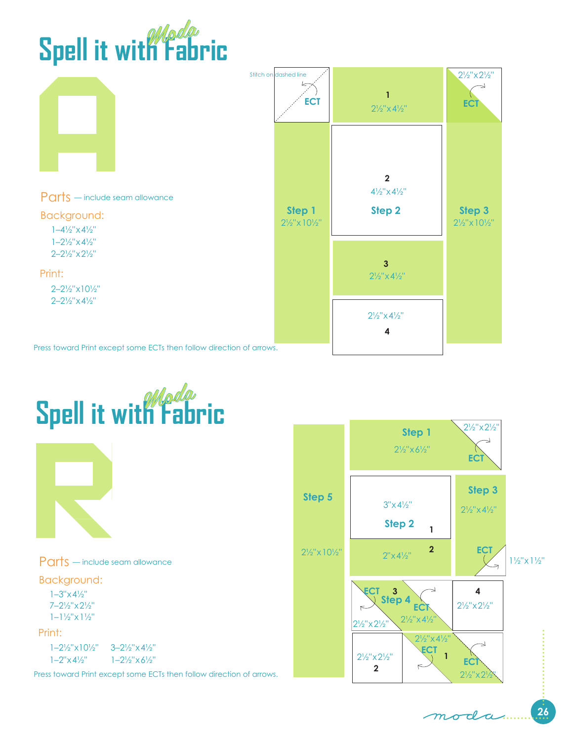# Spell it with *Moda* Fabric

## A

Parts — include seam allowance

Background:

- 1–4½"x4½"
- 1–2½"x4½"
- 2–2½"x2½"

Print:

- 2–2½"x10½"
- 2–2½"x4½"

Press toward Print except some ECTs then follow direction of arrows.

Stitch on dashed line

ECT

1
2½"x4½"

2½"x2½"
ECT

Step 1
2½"x10½"

2
4½"x4½"
Step 2

Step 3
2½"x10½"

3
2½"x4½"

2½"x4½"
4

# Spell it with *Moda* Fabric

## R

Parts — include seam allowance

Background:

- 1–3"x4½"
- 7–2½"x2½"
- 1–1½"x1½"

Print:

- 1–2½"x10½"
- 1–2"x4½"
- 3–2½"x4½"
- 1–2½"x6½"

Press toward Print except some ECTs then follow direction of arrows.

Step 5
2½"x10½"

Step 1
2½"x6½"
2½"x2½"
ECT

3"x4½"
Step 2
1

2
2"x4½"

Step 3
2½"x4½"
ECT
1½"x1½"

ECT 3
Step 4
ECT
2½"x2½"
2½"x4½"

4
2½"x2½"

2½"x2½"
2

2½"x4½"
ECT
1
ECT
2½"x2½"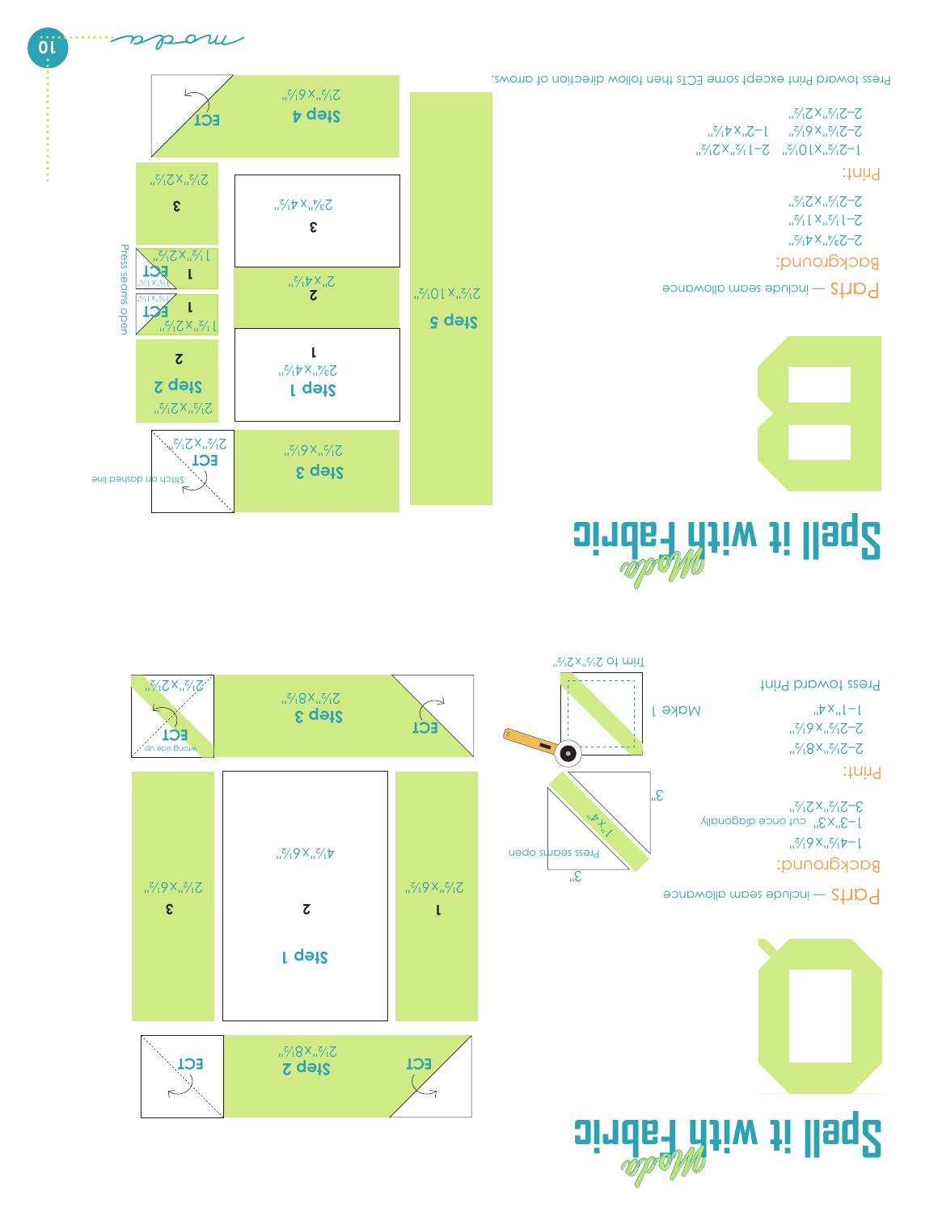# Spell it with Fabric — Moda

## B

### Parts — include seam allowance

**Background:**

2–2¾"x4½"
2–1½"x1½"
2–2½"x2½"

**Print:**

1–2½"x10½"    2–1½"x2½"
2–2½"x6½"    1–2"x4½"
2–2½"x2½"

Press toward Print except some ECTs then follow direction of arrows.

Step 1 — 1: 2¾"x4½"
Step 2 — 2: 2"x4½"; 2: 2½"x2½"; 1: 1½"x2½" ECT (1½"x1½"); 1: 1½"x2½" ECT (1½"x1½")
3: 2¾"x4½"; 3: 2½"x2½"
Step 3 — 2½"x6½"; ECT 2½"x2½" — Stitch on dashed line
Step 4 — 2½"x6½"; ECT
Step 5 — 2½"x10½"

Press seams open

## Q

### Parts — include seam allowance

**Background:**

1–4½"x6½"
1–3"x3" cut once diagonally
3–2½"x2½"

**Print:**

2–2½"x8½"
2–2½"x6½"
1–1"x4"

Press toward Print

1"x4" — Press seams open — 3" — 3"

Make 1 — Trim to 2½"x2½"

Step 1 — 1: 2½"x6½"; 2: 4½"x6½"; 3: 2½"x6½"
Step 2 — 2½"x8½"; ECT; ECT
Step 3 — 2½"x8½"; ECT; ECT 2½"x2½" — wrong side up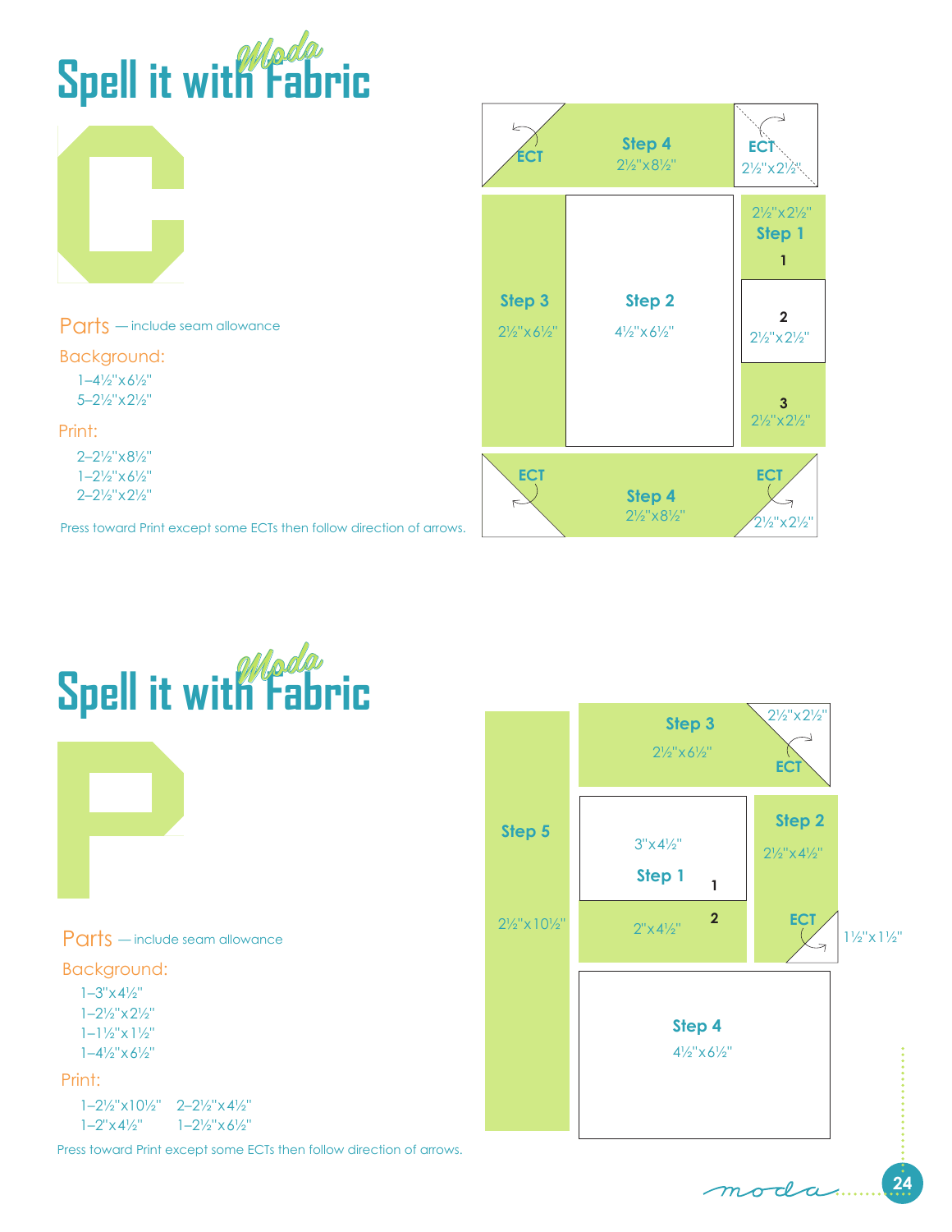# Spell it with Moda Fabric

## C

Parts — include seam allowance

Background:

- 1–4½"x6½"
- 5–2½"x2½"

Print:

- 2–2½"x8½"
- 1–2½"x6½"
- 2–2½"x2½"

Press toward Print except some ECTs then follow direction of arrows.

ECT | Step 4 2½"x8½" | ECT 2½"x2½"

2½"x2½" Step 1 1

2 2½"x2½"

3 2½"x2½"

Step 3 2½"x6½"

Step 2 4½"x6½"

ECT | Step 4 2½"x8½" | ECT 2½"x2½"

# Spell it with Moda Fabric

## P

Parts — include seam allowance

Background:

- 1–3"x4½"
- 1–2½"x2½"
- 1–1½"x1½"
- 1–4½"x6½"

Print:

- 1–2½"x10½"
- 1–2"x4½"
- 2–2½"x4½"
- 1–2½"x6½"

Press toward Print except some ECTs then follow direction of arrows.

Step 5 2½"x10½"

Step 3 2½"x6½" | 2½"x2½" ECT

3"x4½" Step 1 1

2 2"x4½"

Step 2 2½"x4½" ECT 1½"x1½"

Step 4 4½"x6½"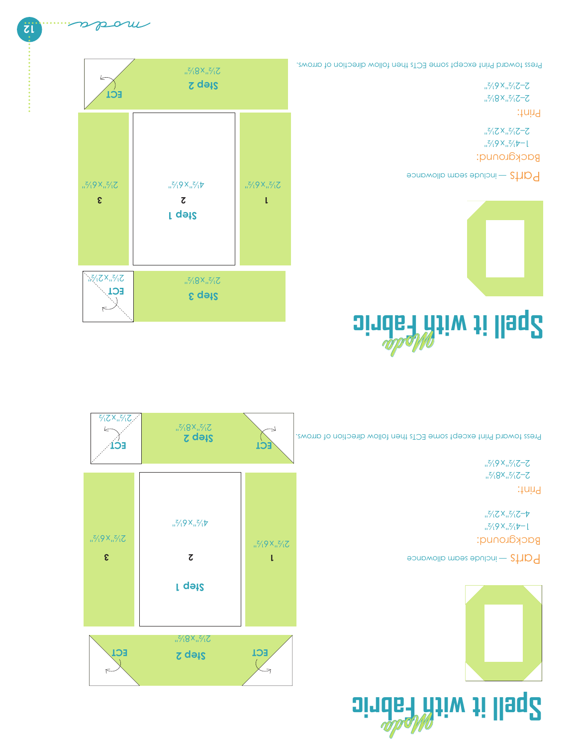# Spell it with Fabric

## Parts — include seam allowance

**Background:**

1–4½"x6½"

4–2½"x2½"

**Print:**

2–2½"x8½"

2–2½"x6½"

Press toward Print except some ECTs then follow direction of arrows.

Step 1

1 — 2½"x6½"

2 — 4½"x6½"

3 — 2½"x6½"

Step 2 — 2½"x8½" — ECT, ECT

Step 2 — 2½"x8½" — ECT, ECT — 2½"x2½"

# Spell it with Fabric

## Parts — include seam allowance

**Background:**

1–4½"x6½"

2–2½"x2½"

**Print:**

2–2½"x8½"

2–2½"x6½"

Press toward Print except some ECTs then follow direction of arrows.

Step 1

1 — 2½"x6½"

2 — 4½"x6½"

3 — 2½"x6½"

Step 2 — 2½"x8½" — ECT

Step 3 — 2½"x8½" — ECT — 2½"x2½"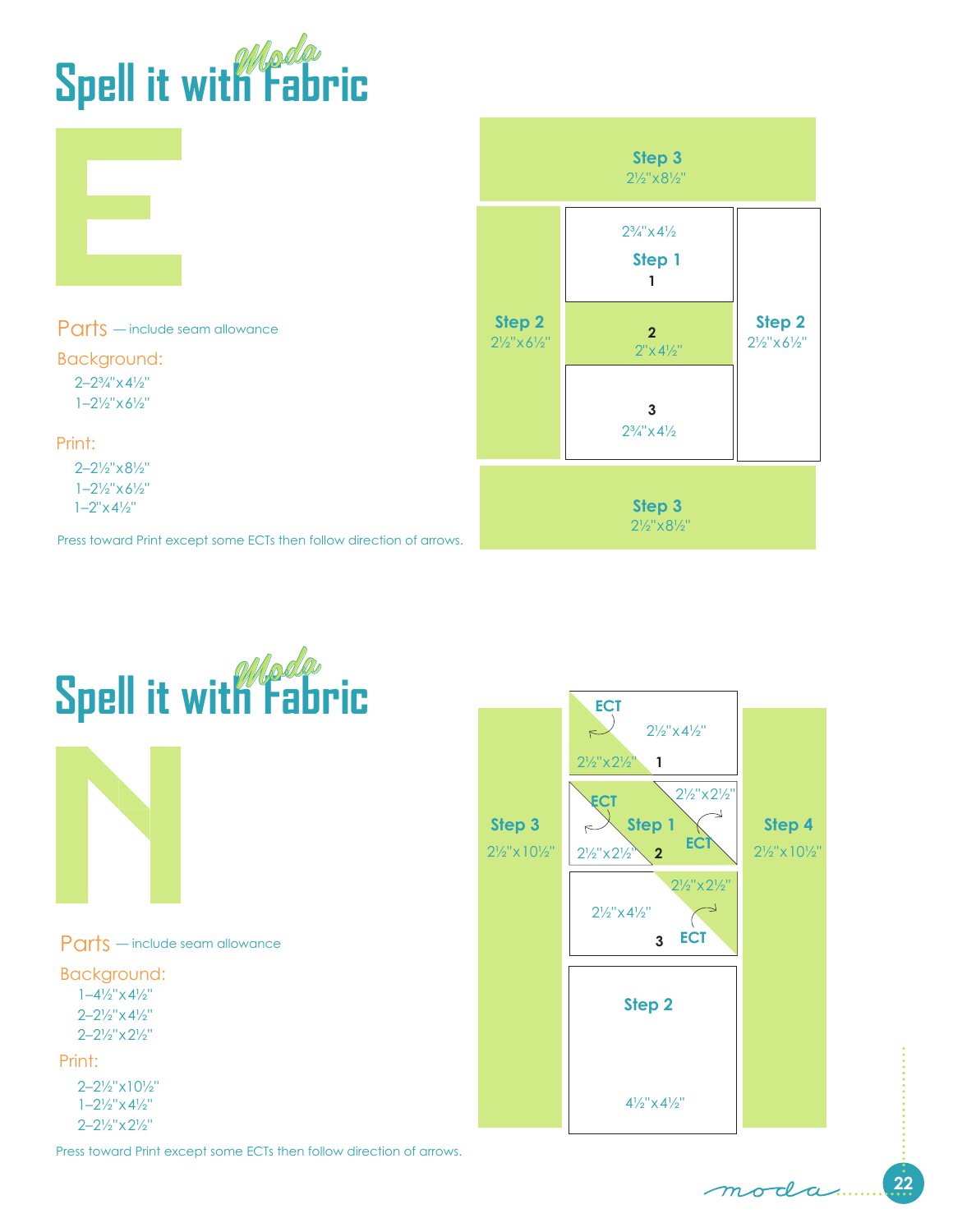# Spell it with *Moda* Fabric

## E

Parts — include seam allowance

Background:

- 2–2¾"x4½"
- 1–2½"x6½"

Print:

- 2–2½"x8½"
- 1–2½"x6½"
- 1–2"x4½"

Press toward Print except some ECTs then follow direction of arrows.

Step 3
2½"x8½"

2¾"x4½
Step 1
1

Step 2
2½"x6½"

2
2"x4½"

Step 2
2½"x6½"

3
2¾"x4½

Step 3
2½"x8½"

# Spell it with *Moda* Fabric

## N

Parts — include seam allowance

Background:

- 1–4½"x4½"
- 2–2½"x4½"
- 2–2½"x2½"

Print:

- 2–2½"x10½"
- 1–2½"x4½"
- 2–2½"x2½"

Press toward Print except some ECTs then follow direction of arrows.

ECT
2½"x4½"
2½"x2½" 1

ECT
2½"x2½"
Step 1
ECT
2½"x2½" 2

2½"x2½"
2½"x4½"
3 ECT

Step 3
2½"x10½"

Step 4
2½"x10½"

Step 2
4½"x4½"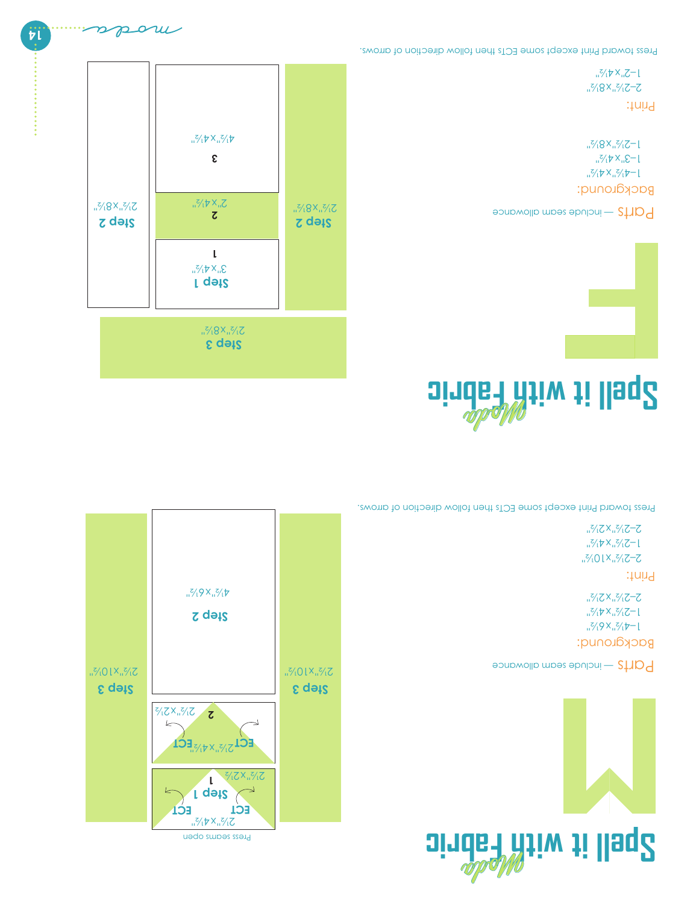# Spell it with Fabric

## F

**Parts** — include seam allowance

**Background:**

- 1–4½"x4½"
- 1–3"x4½"
- 1–2½"x8½"

**Print:**

- 2–2½"x8½"
- 1–2"x4½"

Press toward Print except some ECTs then follow direction of arrows.

Step 1 — 3"x4½" (1)

2 — 2"x4½"

3 — 4½"x4½"

Step 2 — 2½"x8½"

Step 2 — 2½"x8½"

Step 3 — 2½"x8½"

# Spell it with Fabric

## M

**Parts** — include seam allowance

**Background:**

- 1–4½"x6½"
- 1–2½"x4½"
- 2–2½"x2½"

**Print:**

- 2–2"x10½"
- 1–2½"x4½"
- 2–2½"x2½"

Press toward Print except some ECTs then follow direction of arrows.

Step 1 — 2½"x4½", ECT, ECT, 2½"x2½" (1)

Press seams open

2 — 2½"x4½" ECT, ECT, 2½"x2½"

Step 2 — 4½"x6½"

Step 3 — 2½"x10½"

Step 3 — 2½"x10½"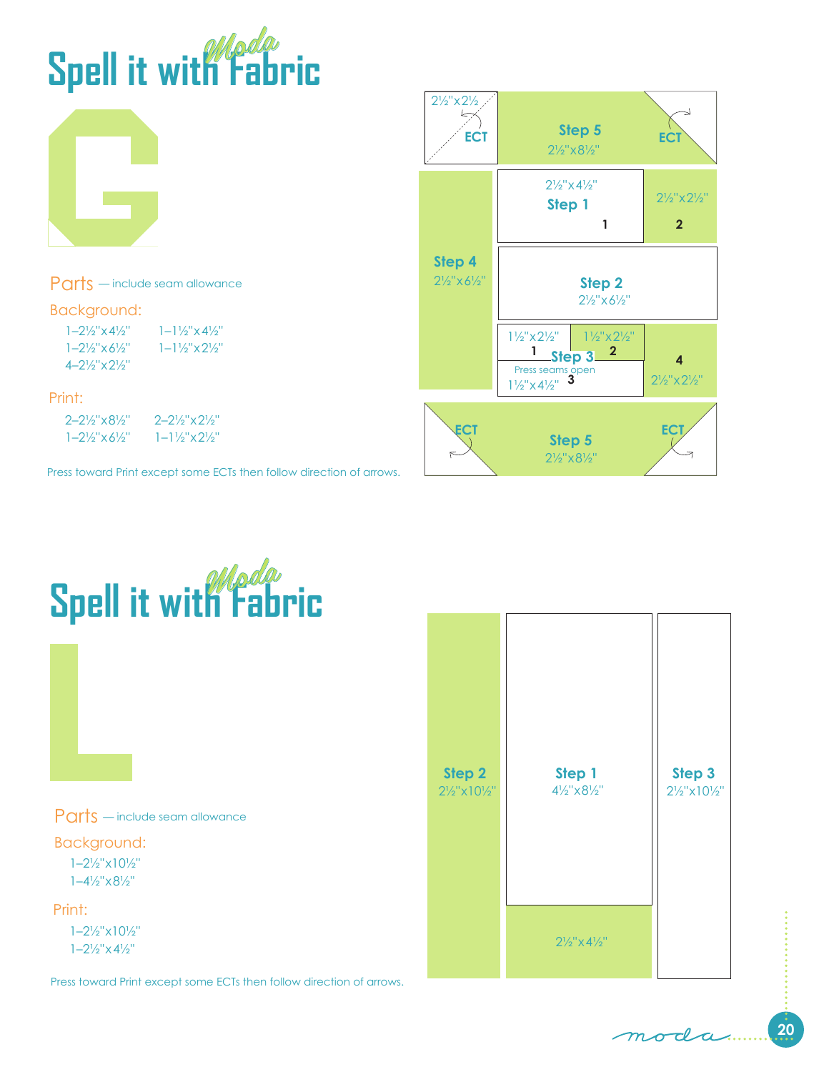# Spell it with Moda Fabric

## G

Parts — include seam allowance

Background:

- 1–2½"x4½"
- 1–2½"x6½"
- 4–2½"x2½"
- 1–1½"x4½"
- 1–1½"x2½"

Print:

- 2–2½"x8½"
- 1–2½"x6½"
- 2–2½"x2½"
- 1–1½"x2½"

Press toward Print except some ECTs then follow direction of arrows.

2½"x2½" ECT | Step 5 2½"x8½" | ECT

Step 4 2½"x6½"

2½"x4½" Step 1 1 | 2½"x2½" 2

Step 2 2½"x6½"

1½"x2½" 1 | 1½"x2½" 2 | Step 3 Press seams open | 1½"x4½" 3 | 4 2½"x2½"

ECT | Step 5 2½"x8½" | ECT

# Spell it with Moda Fabric

## L

Parts — include seam allowance

Background:

- 1–2½"x10½"
- 1–4½"x8½"

Print:

- 1–2½"x10½"
- 1–2½"x4½"

Press toward Print except some ECTs then follow direction of arrows.

Step 2 2½"x10½" | Step 1 4½"x8½" | Step 3 2½"x10½"

2½"x4½"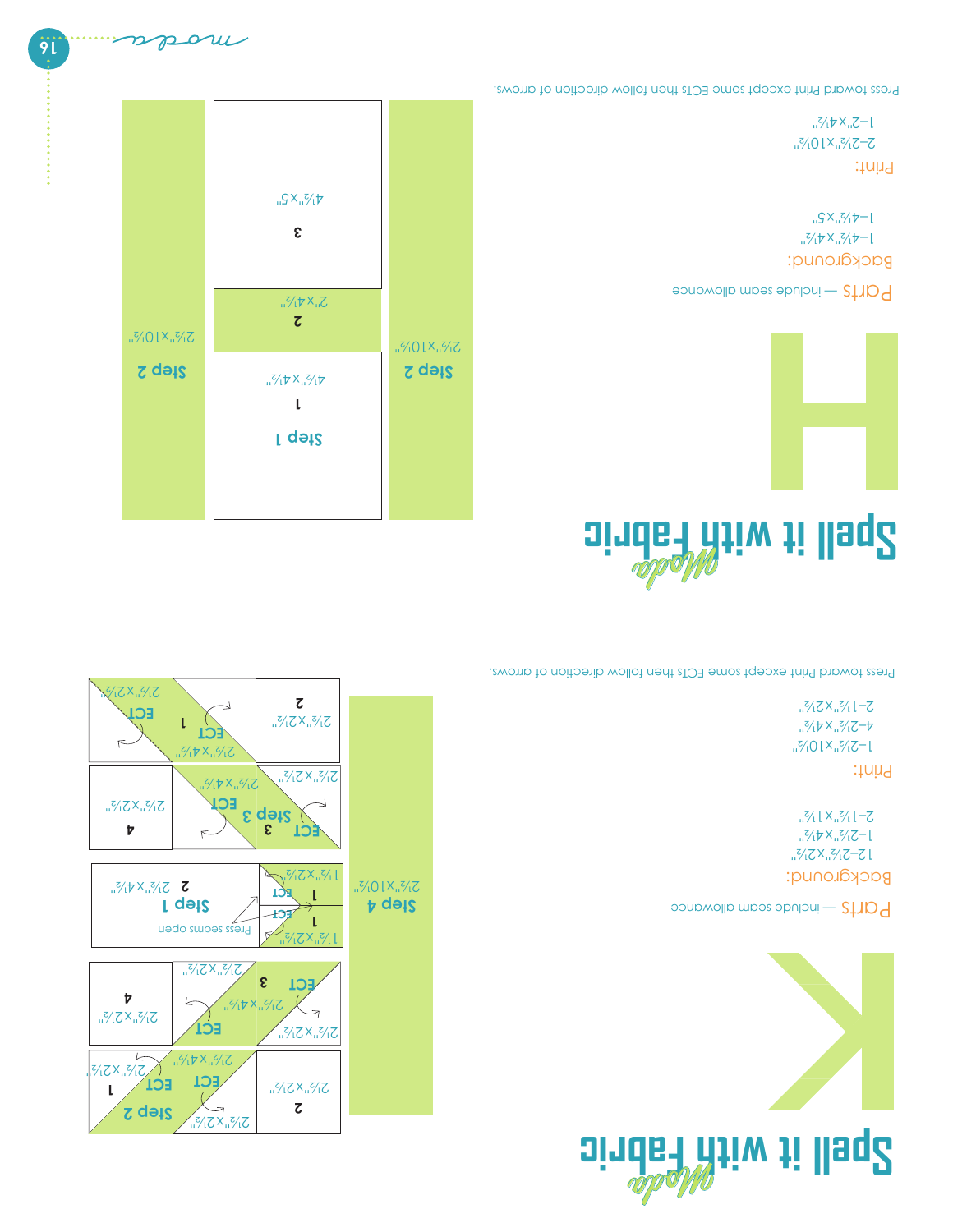# Spell it with Fabric

## K

**Parts** — include seam allowance

Background:

12–2½"x2½"
1–2½"x4½"
2–1½"x1½"

Print:

1–2½"x10½"
4–2½"x4½"
2–1½"x2½"

Press toward Print except some ECTs then follow direction of arrows.

# Spell it with Fabric

## H

**Parts** — include seam allowance

Background:

1–4½"x4½"
1–4½"x5"

Print:

2–2½"x10½"
1–2"x4½"

Press toward Print except some ECTs then follow direction of arrows.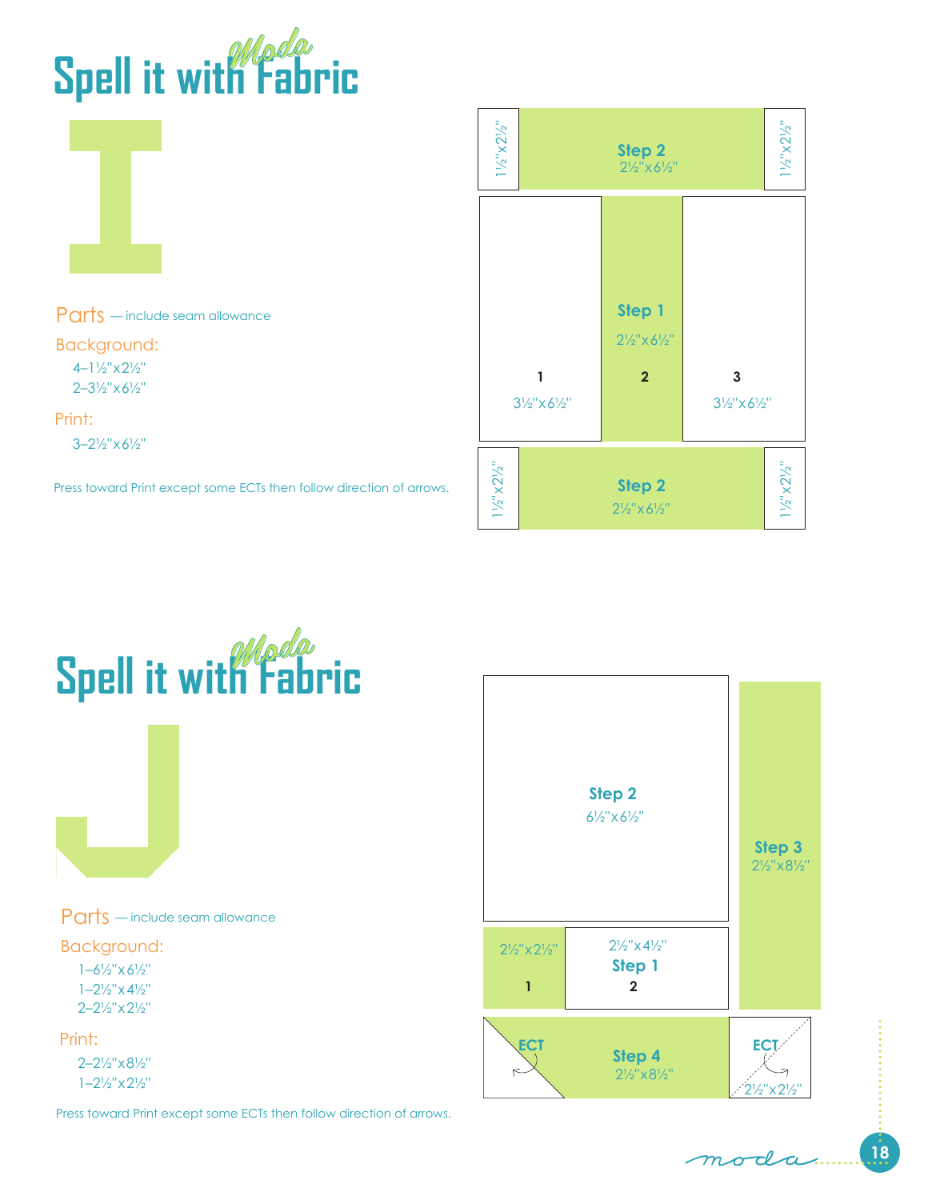# Spell it with Moda Fabric

## I

**Parts** — include seam allowance

**Background:**

- 4–1½"x2½"
- 2–3½"x6½"

**Print:**

- 3–2½"x6½"

Press toward Print except some ECTs then follow direction of arrows.

1½"x2½"
Step 2
2½"x6½"
1½"x2½"

Step 1
2½"x6½"
1
3½"x6½"
2
3
3½"x6½"

1½"x2½"
Step 2
2½"x6½"
1½"x2½"

# Spell it with Moda Fabric

## J

**Parts** — include seam allowance

**Background:**

- 1–6½"x6½"
- 1–2½"x4½"
- 2–2½"x2½"

**Print:**

- 2–2½"x8½"
- 1–2½"x2½"

Press toward Print except some ECTs then follow direction of arrows.

Step 2
6½"x6½"

Step 3
2½"x8½"

2½"x2½"
1

2½"x4½"
Step 1
2

ECT
Step 4
2½"x8½"
ECT
2½"x2½"